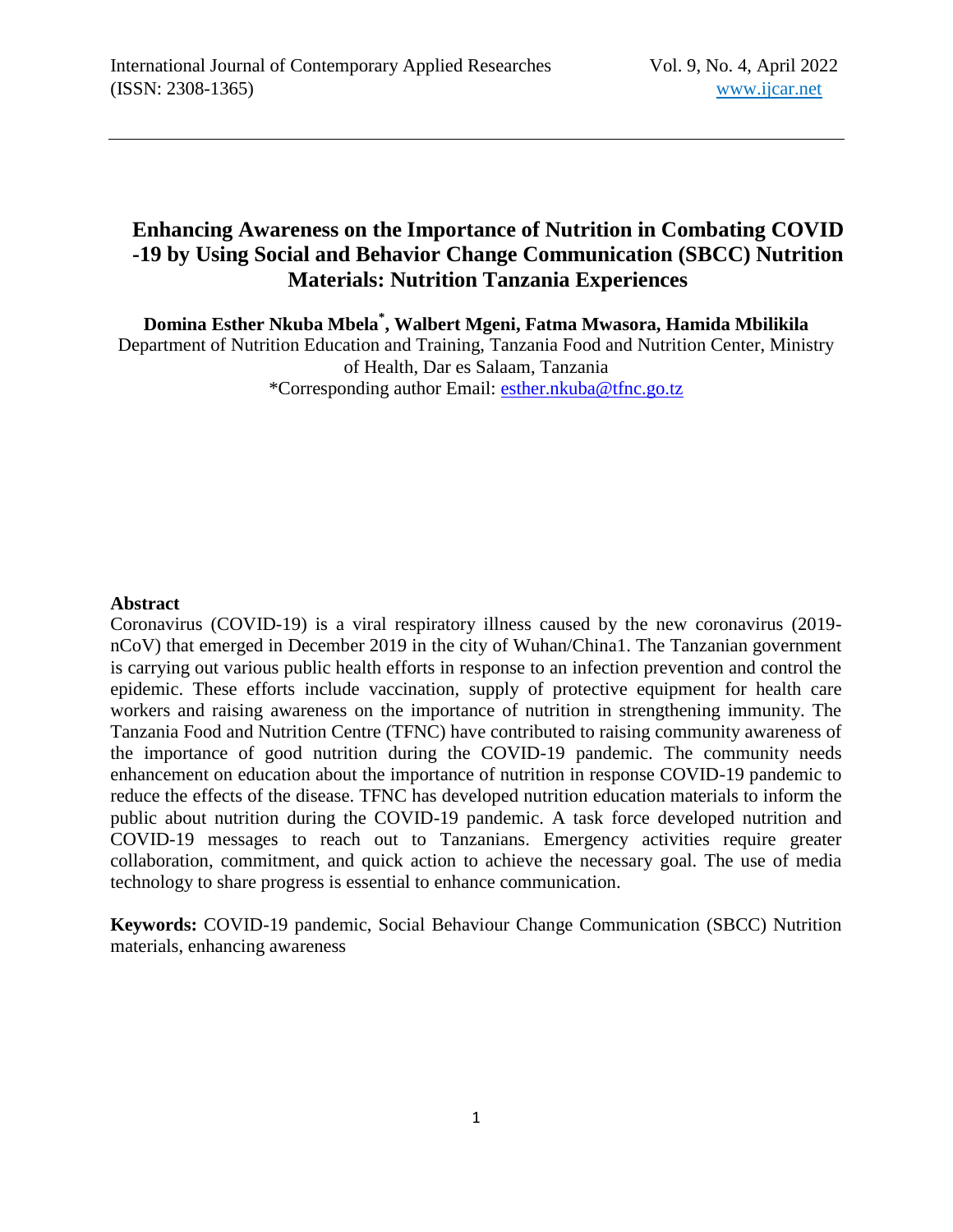# Enhancing Awareness on the Importance of Nutrition in Combating COVID -19 by Using Social and Behavior Change Communication (SBCC) Nutrition Materials: Nutrition Tanzania Experiences

**Domina Esther Nkuba Mbela[*], Walbert Mgeni, Fatma Mwasora, Hamida Mbilikila**

Department of Nutrition Education and Training, Tanzania Food and Nutrition Center, Ministry of Health, Dar es Salaam, Tanzania

*Corresponding author Email: esther.nkuba@tfnc.go.tz

## Abstract

Coronavirus (COVID-19) is a viral respiratory illness caused by the new coronavirus (2019-nCoV) that emerged in December 2019 in the city of Wuhan/China1. The Tanzanian government is carrying out various public health efforts in response to an infection prevention and control the epidemic. These efforts include vaccination, supply of protective equipment for health care workers and raising awareness on the importance of nutrition in strengthening immunity. The Tanzania Food and Nutrition Centre (TFNC) have contributed to raising community awareness of the importance of good nutrition during the COVID-19 pandemic. The community needs enhancement on education about the importance of nutrition in response COVID-19 pandemic to reduce the effects of the disease. TFNC has developed nutrition education materials to inform the public about nutrition during the COVID-19 pandemic. A task force developed nutrition and COVID-19 messages to reach out to Tanzanians. Emergency activities require greater collaboration, commitment, and quick action to achieve the necessary goal. The use of media technology to share progress is essential to enhance communication.

**Keywords:** COVID-19 pandemic, Social Behaviour Change Communication (SBCC) Nutrition materials, enhancing awareness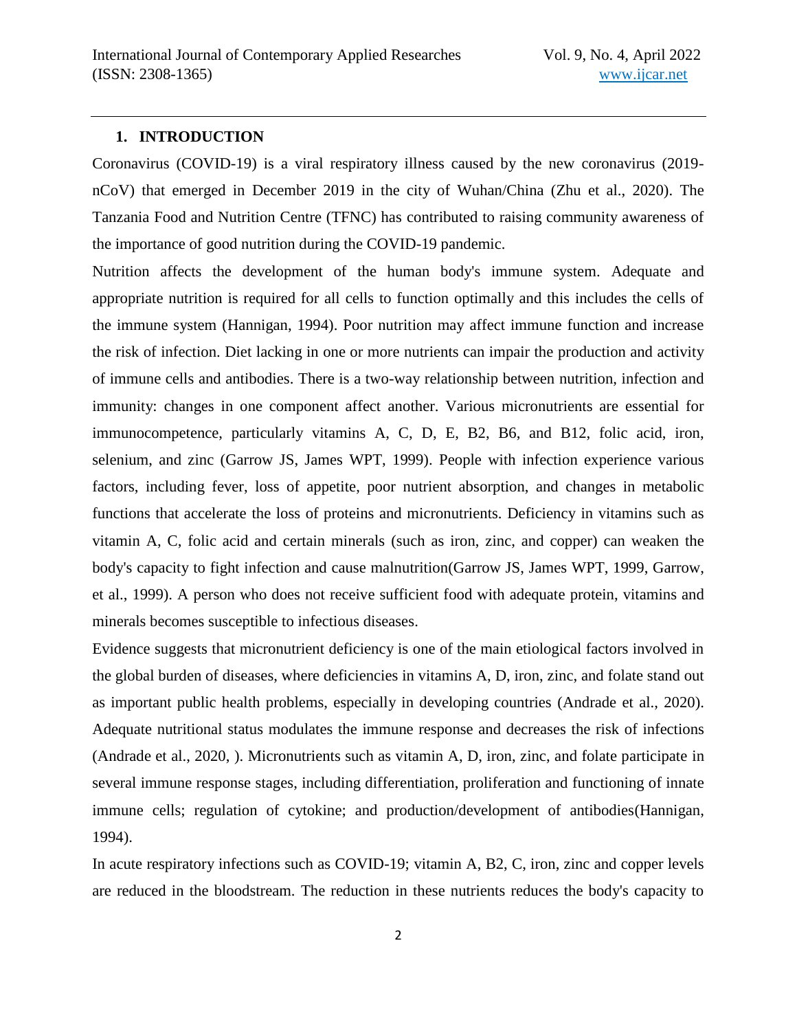## 1. INTRODUCTION

Coronavirus (COVID-19) is a viral respiratory illness caused by the new coronavirus (2019-nCoV) that emerged in December 2019 in the city of Wuhan/China (Zhu et al., 2020). The Tanzania Food and Nutrition Centre (TFNC) has contributed to raising community awareness of the importance of good nutrition during the COVID-19 pandemic.

Nutrition affects the development of the human body's immune system. Adequate and appropriate nutrition is required for all cells to function optimally and this includes the cells of the immune system (Hannigan, 1994). Poor nutrition may affect immune function and increase the risk of infection. Diet lacking in one or more nutrients can impair the production and activity of immune cells and antibodies. There is a two-way relationship between nutrition, infection and immunity: changes in one component affect another. Various micronutrients are essential for immunocompetence, particularly vitamins A, C, D, E, B2, B6, and B12, folic acid, iron, selenium, and zinc (Garrow JS, James WPT, 1999). People with infection experience various factors, including fever, loss of appetite, poor nutrient absorption, and changes in metabolic functions that accelerate the loss of proteins and micronutrients. Deficiency in vitamins such as vitamin A, C, folic acid and certain minerals (such as iron, zinc, and copper) can weaken the body's capacity to fight infection and cause malnutrition(Garrow JS, James WPT, 1999, Garrow, et al., 1999). A person who does not receive sufficient food with adequate protein, vitamins and minerals becomes susceptible to infectious diseases.

Evidence suggests that micronutrient deficiency is one of the main etiological factors involved in the global burden of diseases, where deficiencies in vitamins A, D, iron, zinc, and folate stand out as important public health problems, especially in developing countries (Andrade et al., 2020). Adequate nutritional status modulates the immune response and decreases the risk of infections (Andrade et al., 2020, ). Micronutrients such as vitamin A, D, iron, zinc, and folate participate in several immune response stages, including differentiation, proliferation and functioning of innate immune cells; regulation of cytokine; and production/development of antibodies(Hannigan, 1994).

In acute respiratory infections such as COVID-19; vitamin A, B2, C, iron, zinc and copper levels are reduced in the bloodstream. The reduction in these nutrients reduces the body's capacity to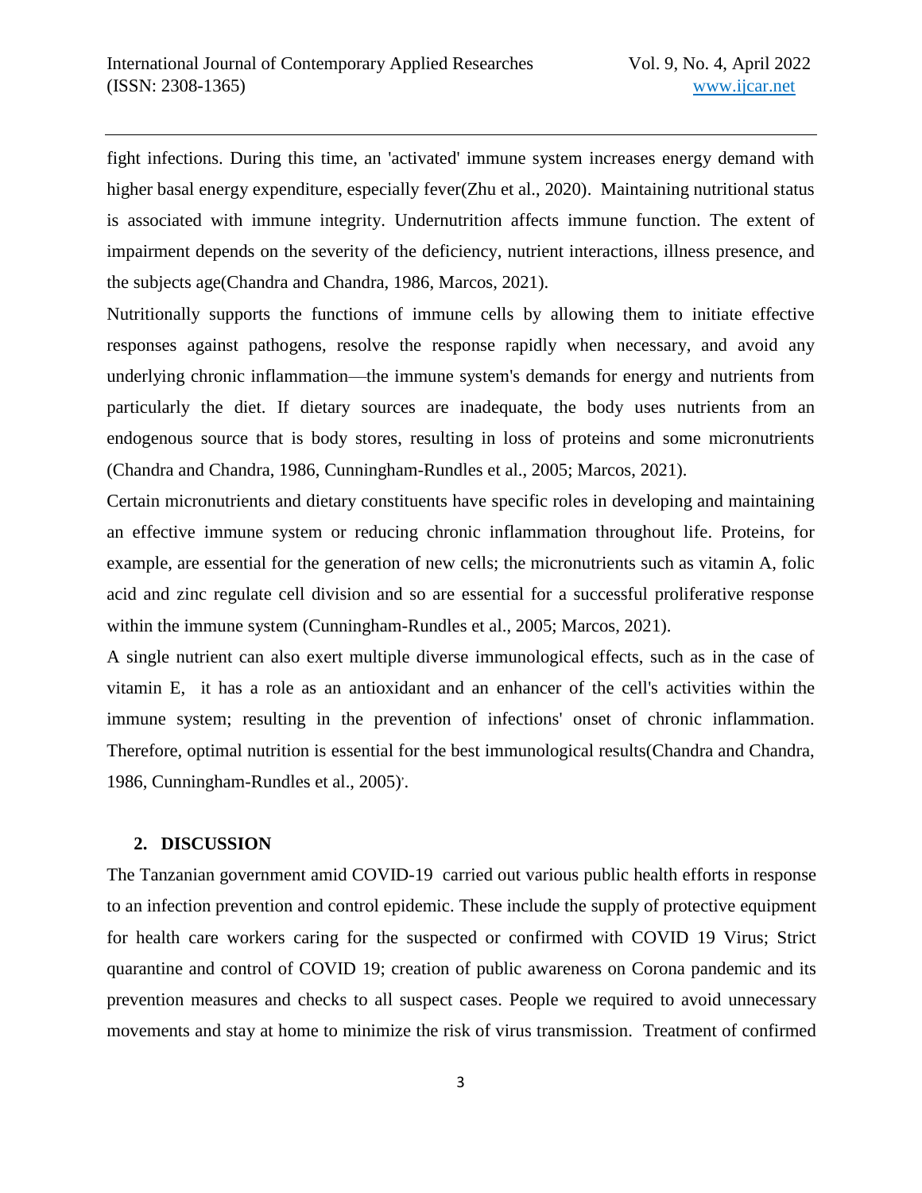fight infections. During this time, an 'activated' immune system increases energy demand with higher basal energy expenditure, especially fever(Zhu et al., 2020). Maintaining nutritional status is associated with immune integrity. Undernutrition affects immune function. The extent of impairment depends on the severity of the deficiency, nutrient interactions, illness presence, and the subjects age(Chandra and Chandra, 1986, Marcos, 2021).

Nutritionally supports the functions of immune cells by allowing them to initiate effective responses against pathogens, resolve the response rapidly when necessary, and avoid any underlying chronic inflammation—the immune system's demands for energy and nutrients from particularly the diet. If dietary sources are inadequate, the body uses nutrients from an endogenous source that is body stores, resulting in loss of proteins and some micronutrients (Chandra and Chandra, 1986, Cunningham-Rundles et al., 2005; Marcos, 2021).

Certain micronutrients and dietary constituents have specific roles in developing and maintaining an effective immune system or reducing chronic inflammation throughout life. Proteins, for example, are essential for the generation of new cells; the micronutrients such as vitamin A, folic acid and zinc regulate cell division and so are essential for a successful proliferative response within the immune system (Cunningham-Rundles et al., 2005; Marcos, 2021).

A single nutrient can also exert multiple diverse immunological effects, such as in the case of vitamin E, it has a role as an antioxidant and an enhancer of the cell's activities within the immune system; resulting in the prevention of infections' onset of chronic inflammation. Therefore, optimal nutrition is essential for the best immunological results(Chandra and Chandra, 1986, Cunningham-Rundles et al., 2005).

## 2. DISCUSSION

The Tanzanian government amid COVID-19 carried out various public health efforts in response to an infection prevention and control epidemic. These include the supply of protective equipment for health care workers caring for the suspected or confirmed with COVID 19 Virus; Strict quarantine and control of COVID 19; creation of public awareness on Corona pandemic and its prevention measures and checks to all suspect cases. People we required to avoid unnecessary movements and stay at home to minimize the risk of virus transmission. Treatment of confirmed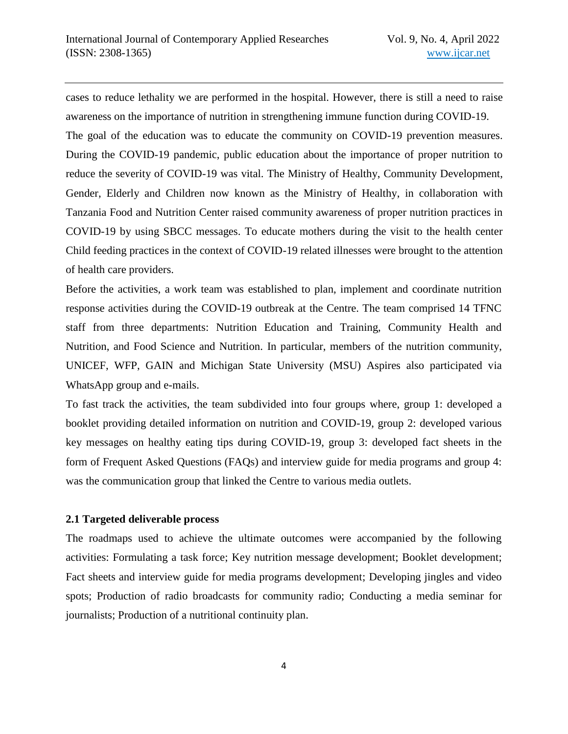cases to reduce lethality we are performed in the hospital. However, there is still a need to raise awareness on the importance of nutrition in strengthening immune function during COVID-19.

The goal of the education was to educate the community on COVID-19 prevention measures. During the COVID-19 pandemic, public education about the importance of proper nutrition to reduce the severity of COVID-19 was vital. The Ministry of Healthy, Community Development, Gender, Elderly and Children now known as the Ministry of Healthy, in collaboration with Tanzania Food and Nutrition Center raised community awareness of proper nutrition practices in COVID-19 by using SBCC messages. To educate mothers during the visit to the health center Child feeding practices in the context of COVID-19 related illnesses were brought to the attention of health care providers.

Before the activities, a work team was established to plan, implement and coordinate nutrition response activities during the COVID-19 outbreak at the Centre. The team comprised 14 TFNC staff from three departments: Nutrition Education and Training, Community Health and Nutrition, and Food Science and Nutrition. In particular, members of the nutrition community, UNICEF, WFP, GAIN and Michigan State University (MSU) Aspires also participated via WhatsApp group and e-mails.

To fast track the activities, the team subdivided into four groups where, group 1: developed a booklet providing detailed information on nutrition and COVID-19, group 2: developed various key messages on healthy eating tips during COVID-19, group 3: developed fact sheets in the form of Frequent Asked Questions (FAQs) and interview guide for media programs and group 4: was the communication group that linked the Centre to various media outlets.

### 2.1 Targeted deliverable process

The roadmaps used to achieve the ultimate outcomes were accompanied by the following activities: Formulating a task force; Key nutrition message development; Booklet development; Fact sheets and interview guide for media programs development; Developing jingles and video spots; Production of radio broadcasts for community radio; Conducting a media seminar for journalists; Production of a nutritional continuity plan.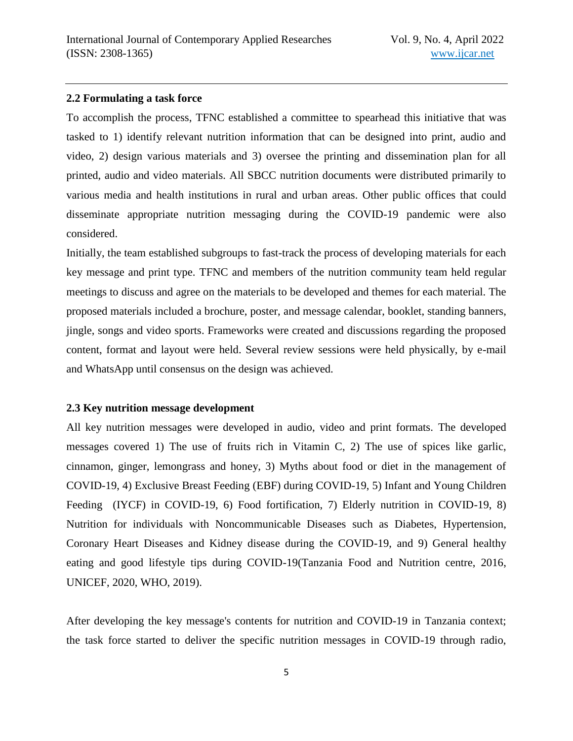## 2.2 Formulating a task force

To accomplish the process, TFNC established a committee to spearhead this initiative that was tasked to 1) identify relevant nutrition information that can be designed into print, audio and video, 2) design various materials and 3) oversee the printing and dissemination plan for all printed, audio and video materials. All SBCC nutrition documents were distributed primarily to various media and health institutions in rural and urban areas. Other public offices that could disseminate appropriate nutrition messaging during the COVID-19 pandemic were also considered.

Initially, the team established subgroups to fast-track the process of developing materials for each key message and print type. TFNC and members of the nutrition community team held regular meetings to discuss and agree on the materials to be developed and themes for each material. The proposed materials included a brochure, poster, and message calendar, booklet, standing banners, jingle, songs and video sports. Frameworks were created and discussions regarding the proposed content, format and layout were held. Several review sessions were held physically, by e-mail and WhatsApp until consensus on the design was achieved.

## 2.3 Key nutrition message development

All key nutrition messages were developed in audio, video and print formats. The developed messages covered 1) The use of fruits rich in Vitamin C, 2) The use of spices like garlic, cinnamon, ginger, lemongrass and honey, 3) Myths about food or diet in the management of COVID-19, 4) Exclusive Breast Feeding (EBF) during COVID-19, 5) Infant and Young Children Feeding (IYCF) in COVID-19, 6) Food fortification, 7) Elderly nutrition in COVID-19, 8) Nutrition for individuals with Noncommunicable Diseases such as Diabetes, Hypertension, Coronary Heart Diseases and Kidney disease during the COVID-19, and 9) General healthy eating and good lifestyle tips during COVID-19(Tanzania Food and Nutrition centre, 2016, UNICEF, 2020, WHO, 2019).

After developing the key message's contents for nutrition and COVID-19 in Tanzania context; the task force started to deliver the specific nutrition messages in COVID-19 through radio,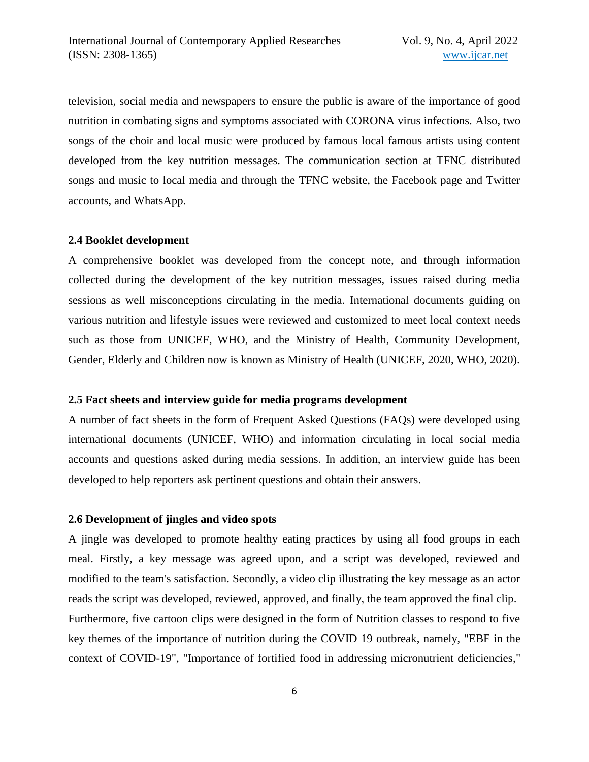television, social media and newspapers to ensure the public is aware of the importance of good nutrition in combating signs and symptoms associated with CORONA virus infections. Also, two songs of the choir and local music were produced by famous local famous artists using content developed from the key nutrition messages. The communication section at TFNC distributed songs and music to local media and through the TFNC website, the Facebook page and Twitter accounts, and WhatsApp.

### 2.4 Booklet development

A comprehensive booklet was developed from the concept note, and through information collected during the development of the key nutrition messages, issues raised during media sessions as well misconceptions circulating in the media. International documents guiding on various nutrition and lifestyle issues were reviewed and customized to meet local context needs such as those from UNICEF, WHO, and the Ministry of Health, Community Development, Gender, Elderly and Children now is known as Ministry of Health (UNICEF, 2020, WHO, 2020).

### 2.5 Fact sheets and interview guide for media programs development

A number of fact sheets in the form of Frequent Asked Questions (FAQs) were developed using international documents (UNICEF, WHO) and information circulating in local social media accounts and questions asked during media sessions. In addition, an interview guide has been developed to help reporters ask pertinent questions and obtain their answers.

### 2.6 Development of jingles and video spots

A jingle was developed to promote healthy eating practices by using all food groups in each meal. Firstly, a key message was agreed upon, and a script was developed, reviewed and modified to the team's satisfaction. Secondly, a video clip illustrating the key message as an actor reads the script was developed, reviewed, approved, and finally, the team approved the final clip.

Furthermore, five cartoon clips were designed in the form of Nutrition classes to respond to five key themes of the importance of nutrition during the COVID 19 outbreak, namely, "EBF in the context of COVID-19", "Importance of fortified food in addressing micronutrient deficiencies,"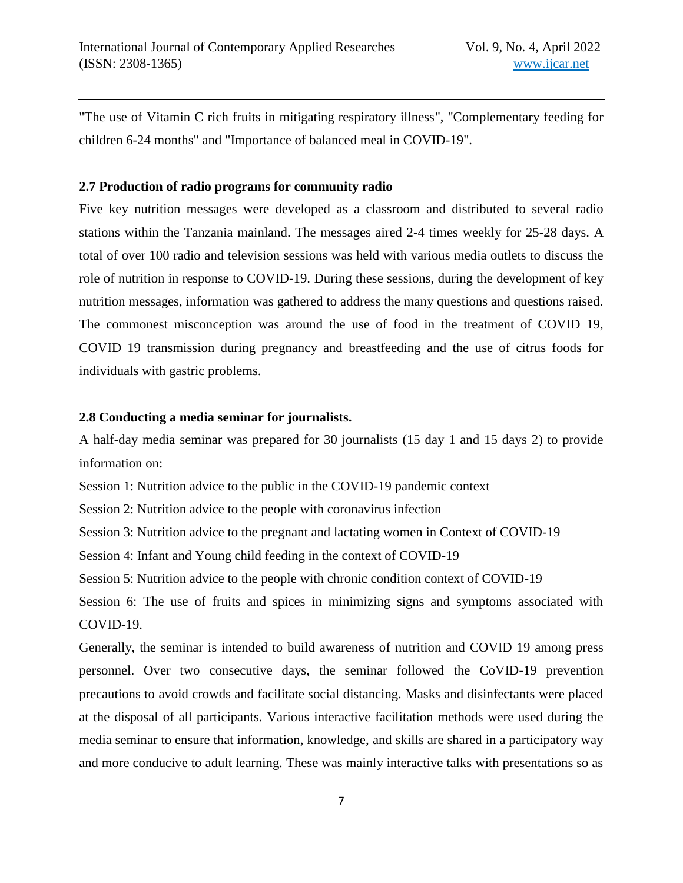"The use of Vitamin C rich fruits in mitigating respiratory illness", "Complementary feeding for children 6-24 months" and "Importance of balanced meal in COVID-19".

### 2.7 Production of radio programs for community radio

Five key nutrition messages were developed as a classroom and distributed to several radio stations within the Tanzania mainland. The messages aired 2-4 times weekly for 25-28 days. A total of over 100 radio and television sessions was held with various media outlets to discuss the role of nutrition in response to COVID-19. During these sessions, during the development of key nutrition messages, information was gathered to address the many questions and questions raised. The commonest misconception was around the use of food in the treatment of COVID 19, COVID 19 transmission during pregnancy and breastfeeding and the use of citrus foods for individuals with gastric problems.

### 2.8 Conducting a media seminar for journalists.

A half-day media seminar was prepared for 30 journalists (15 day 1 and 15 days 2) to provide information on:

Session 1: Nutrition advice to the public in the COVID-19 pandemic context

Session 2: Nutrition advice to the people with coronavirus infection

Session 3: Nutrition advice to the pregnant and lactating women in Context of COVID-19

Session 4: Infant and Young child feeding in the context of COVID-19

Session 5: Nutrition advice to the people with chronic condition context of COVID-19

Session 6: The use of fruits and spices in minimizing signs and symptoms associated with COVID-19.

Generally, the seminar is intended to build awareness of nutrition and COVID 19 among press personnel. Over two consecutive days, the seminar followed the CoVID-19 prevention precautions to avoid crowds and facilitate social distancing. Masks and disinfectants were placed at the disposal of all participants. Various interactive facilitation methods were used during the media seminar to ensure that information, knowledge, and skills are shared in a participatory way and more conducive to adult learning. These was mainly interactive talks with presentations so as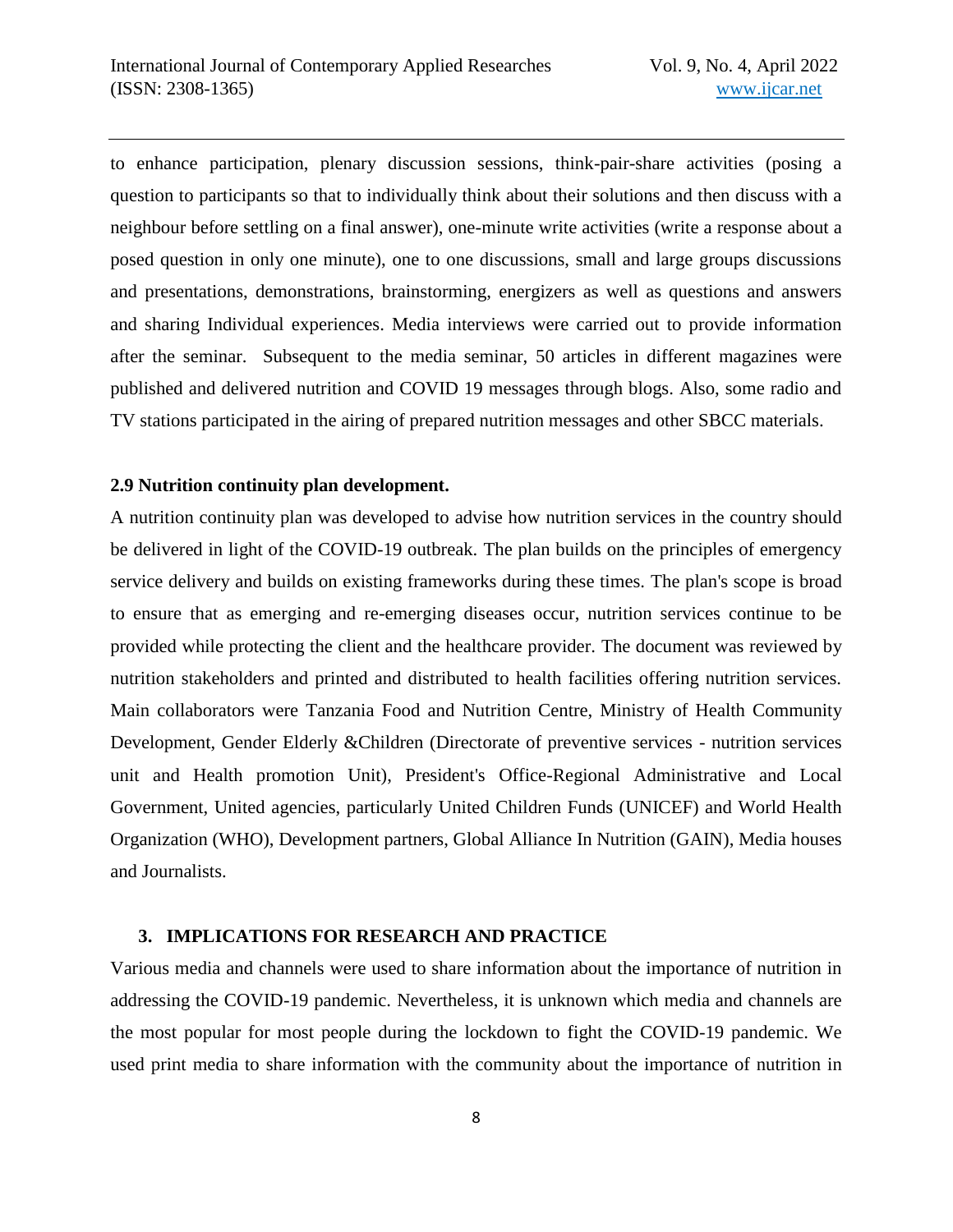to enhance participation, plenary discussion sessions, think-pair-share activities (posing a question to participants so that to individually think about their solutions and then discuss with a neighbour before settling on a final answer), one-minute write activities (write a response about a posed question in only one minute), one to one discussions, small and large groups discussions and presentations, demonstrations, brainstorming, energizers as well as questions and answers and sharing Individual experiences. Media interviews were carried out to provide information after the seminar. Subsequent to the media seminar, 50 articles in different magazines were published and delivered nutrition and COVID 19 messages through blogs. Also, some radio and TV stations participated in the airing of prepared nutrition messages and other SBCC materials.

### 2.9 Nutrition continuity plan development.

A nutrition continuity plan was developed to advise how nutrition services in the country should be delivered in light of the COVID-19 outbreak. The plan builds on the principles of emergency service delivery and builds on existing frameworks during these times. The plan's scope is broad to ensure that as emerging and re-emerging diseases occur, nutrition services continue to be provided while protecting the client and the healthcare provider. The document was reviewed by nutrition stakeholders and printed and distributed to health facilities offering nutrition services. Main collaborators were Tanzania Food and Nutrition Centre, Ministry of Health Community Development, Gender Elderly &Children (Directorate of preventive services - nutrition services unit and Health promotion Unit), President's Office-Regional Administrative and Local Government, United agencies, particularly United Children Funds (UNICEF) and World Health Organization (WHO), Development partners, Global Alliance In Nutrition (GAIN), Media houses and Journalists.

## 3. IMPLICATIONS FOR RESEARCH AND PRACTICE

Various media and channels were used to share information about the importance of nutrition in addressing the COVID-19 pandemic. Nevertheless, it is unknown which media and channels are the most popular for most people during the lockdown to fight the COVID-19 pandemic. We used print media to share information with the community about the importance of nutrition in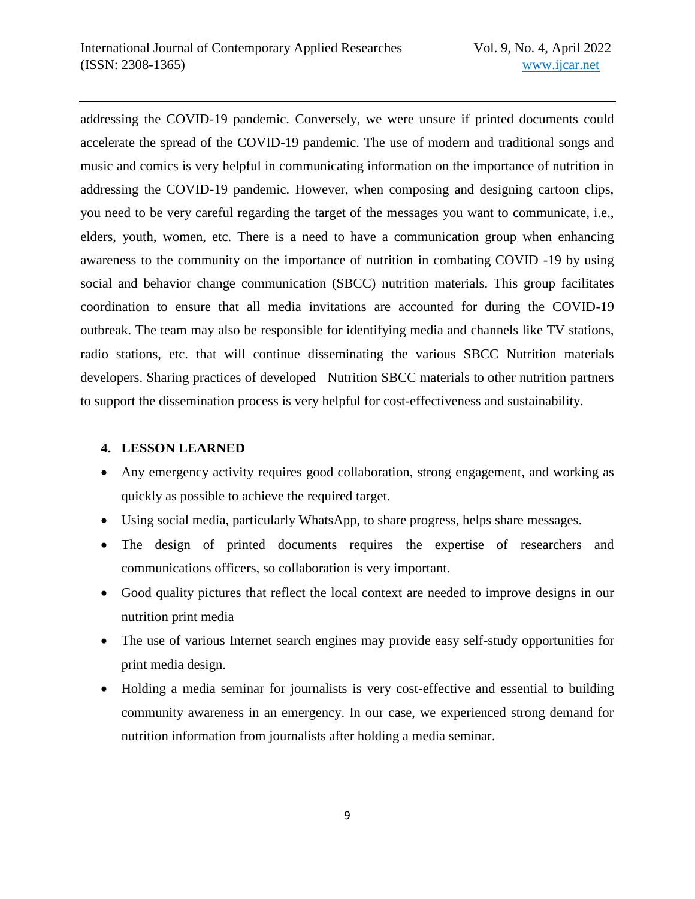addressing the COVID-19 pandemic. Conversely, we were unsure if printed documents could accelerate the spread of the COVID-19 pandemic. The use of modern and traditional songs and music and comics is very helpful in communicating information on the importance of nutrition in addressing the COVID-19 pandemic. However, when composing and designing cartoon clips, you need to be very careful regarding the target of the messages you want to communicate, i.e., elders, youth, women, etc. There is a need to have a communication group when enhancing awareness to the community on the importance of nutrition in combating COVID -19 by using social and behavior change communication (SBCC) nutrition materials. This group facilitates coordination to ensure that all media invitations are accounted for during the COVID-19 outbreak. The team may also be responsible for identifying media and channels like TV stations, radio stations, etc. that will continue disseminating the various SBCC Nutrition materials developers. Sharing practices of developed Nutrition SBCC materials to other nutrition partners to support the dissemination process is very helpful for cost-effectiveness and sustainability.

## 4. LESSON LEARNED

- Any emergency activity requires good collaboration, strong engagement, and working as quickly as possible to achieve the required target.
- Using social media, particularly WhatsApp, to share progress, helps share messages.
- The design of printed documents requires the expertise of researchers and communications officers, so collaboration is very important.
- Good quality pictures that reflect the local context are needed to improve designs in our nutrition print media
- The use of various Internet search engines may provide easy self-study opportunities for print media design.
- Holding a media seminar for journalists is very cost-effective and essential to building community awareness in an emergency. In our case, we experienced strong demand for nutrition information from journalists after holding a media seminar.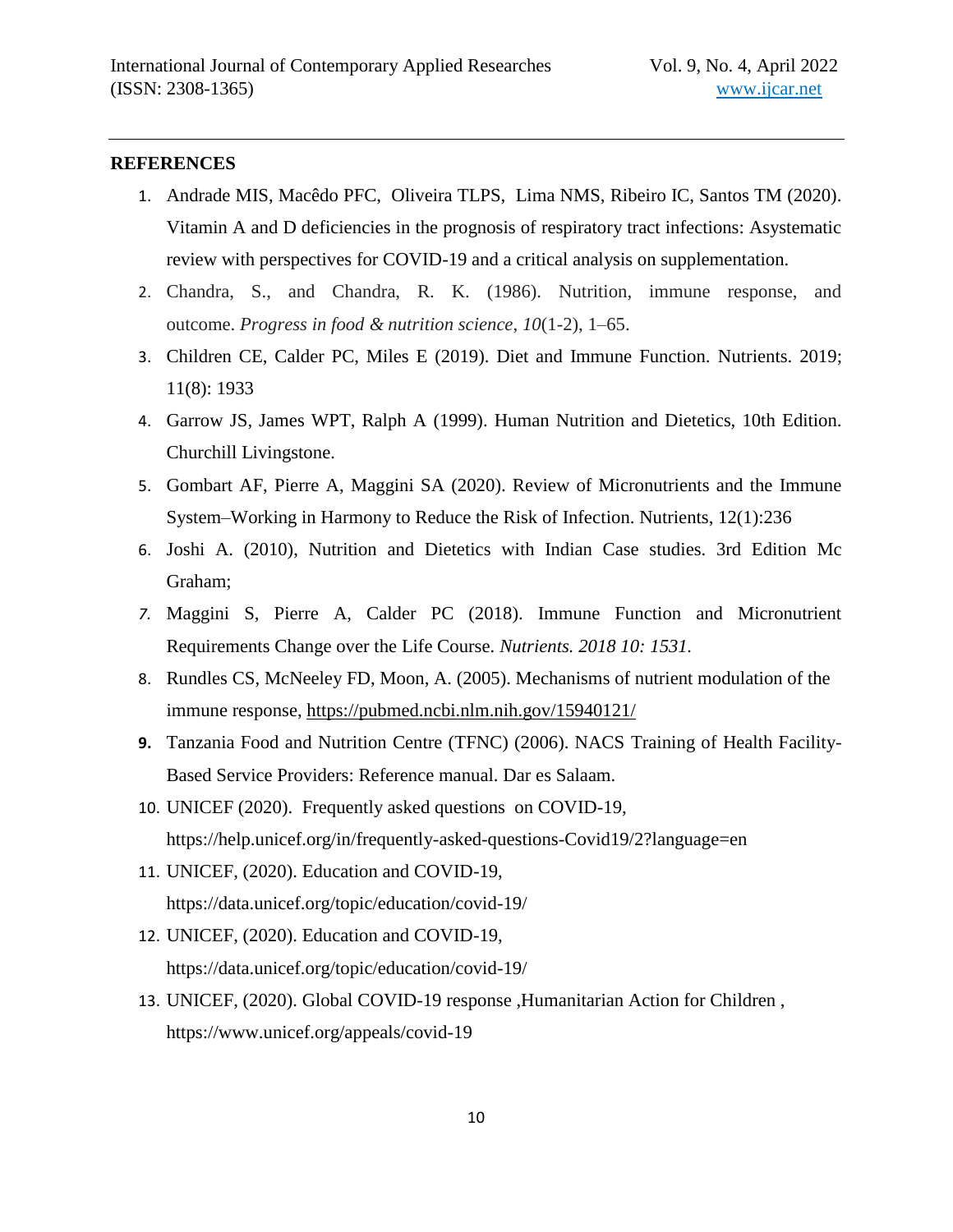## REFERENCES

1. Andrade MIS, Macêdo PFC, Oliveira TLPS, Lima NMS, Ribeiro IC, Santos TM (2020). Vitamin A and D deficiencies in the prognosis of respiratory tract infections: Asystematic review with perspectives for COVID-19 and a critical analysis on supplementation.
2. Chandra, S., and Chandra, R. K. (1986). Nutrition, immune response, and outcome. *Progress in food & nutrition science*, *10*(1-2), 1–65.
3. Children CE, Calder PC, Miles E (2019). Diet and Immune Function. Nutrients. 2019; 11(8): 1933
4. Garrow JS, James WPT, Ralph A (1999). Human Nutrition and Dietetics, 10th Edition. Churchill Livingstone.
5. Gombart AF, Pierre A, Maggini SA (2020). Review of Micronutrients and the Immune System–Working in Harmony to Reduce the Risk of Infection. Nutrients, 12(1):236
6. Joshi A. (2010), Nutrition and Dietetics with Indian Case studies. 3rd Edition Mc Graham;
7. Maggini S, Pierre A, Calder PC (2018). Immune Function and Micronutrient Requirements Change over the Life Course. *Nutrients. 2018 10: 1531.*
8. Rundles CS, McNeeley FD, Moon, A. (2005). Mechanisms of nutrient modulation of the immune response, https://pubmed.ncbi.nlm.nih.gov/15940121/
9. Tanzania Food and Nutrition Centre (TFNC) (2006). NACS Training of Health Facility-Based Service Providers: Reference manual. Dar es Salaam.
10. UNICEF (2020). Frequently asked questions on COVID-19, https://help.unicef.org/in/frequently-asked-questions-Covid19/2?language=en
11. UNICEF, (2020). Education and COVID-19, https://data.unicef.org/topic/education/covid-19/
12. UNICEF, (2020). Education and COVID-19, https://data.unicef.org/topic/education/covid-19/
13. UNICEF, (2020). Global COVID-19 response ,Humanitarian Action for Children , https://www.unicef.org/appeals/covid-19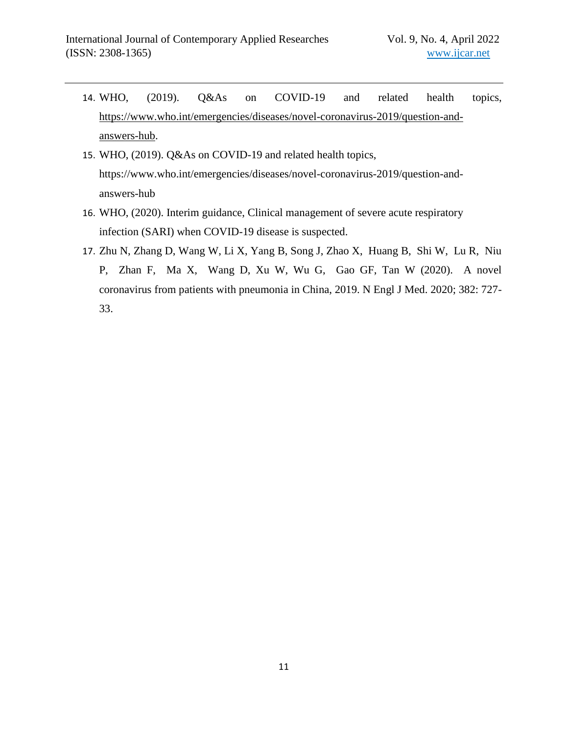14. WHO, (2019). Q&As on COVID-19 and related health topics, https://www.who.int/emergencies/diseases/novel-coronavirus-2019/question-and-answers-hub.
15. WHO, (2019). Q&As on COVID-19 and related health topics, https://www.who.int/emergencies/diseases/novel-coronavirus-2019/question-and-answers-hub
16. WHO, (2020). Interim guidance, Clinical management of severe acute respiratory infection (SARI) when COVID-19 disease is suspected.
17. Zhu N, Zhang D, Wang W, Li X, Yang B, Song J, Zhao X, Huang B, Shi W, Lu R, Niu P, Zhan F, Ma X, Wang D, Xu W, Wu G, Gao GF, Tan W (2020). A novel coronavirus from patients with pneumonia in China, 2019. N Engl J Med. 2020; 382: 727-33.